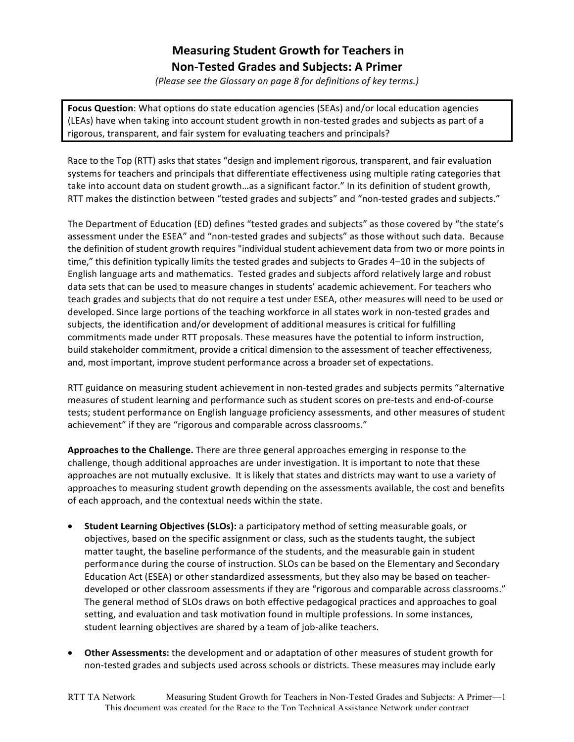# Measuring Student Growth for Teachers in Non-Tested Grades and Subjects: A Primer

*(Please see the Glossary on page 8 for definitions of key terms.)*

**Focus Question**: What options do state education agencies (SEAs) and/or local education agencies (LEAs) have when taking into account student growth in non-tested grades and subjects as part of a rigorous, transparent, and fair system for evaluating teachers and principals?

Race to the Top (RTT) asks that states "design and implement rigorous, transparent, and fair evaluation systems for teachers and principals that differentiate effectiveness using multiple rating categories that take into account data on student growth…as a significant factor." In its definition of student growth, RTT makes the distinction between "tested grades and subjects" and "non-tested grades and subjects."

The Department of Education (ED) defines "tested grades and subjects" as those covered by "the state's assessment under the ESEA" and "non-tested grades and subjects" as those without such data. Because the definition of student growth requires "individual student achievement data from two or more points in time," this definition typically limits the tested grades and subjects to Grades 4–10 in the subjects of English language arts and mathematics. Tested grades and subjects afford relatively large and robust data sets that can be used to measure changes in students' academic achievement. For teachers who teach grades and subjects that do not require a test under ESEA, other measures will need to be used or developed. Since large portions of the teaching workforce in all states work in non-tested grades and subjects, the identification and/or development of additional measures is critical for fulfilling commitments made under RTT proposals. These measures have the potential to inform instruction, build stakeholder commitment, provide a critical dimension to the assessment of teacher effectiveness, and, most important, improve student performance across a broader set of expectations.

RTT guidance on measuring student achievement in non-tested grades and subjects permits "alternative measures of student learning and performance such as student scores on pre-tests and end-of-course tests; student performance on English language proficiency assessments, and other measures of student achievement" if they are "rigorous and comparable across classrooms."

**Approaches to the Challenge.** There are three general approaches emerging in response to the challenge, though additional approaches are under investigation. It is important to note that these approaches are not mutually exclusive. It is likely that states and districts may want to use a variety of approaches to measuring student growth depending on the assessments available, the cost and benefits of each approach, and the contextual needs within the state.

- **Student Learning Objectives (SLOs):** a participatory method of setting measurable goals, or objectives, based on the specific assignment or class, such as the students taught, the subject matter taught, the baseline performance of the students, and the measurable gain in student performance during the course of instruction. SLOs can be based on the Elementary and Secondary Education Act (ESEA) or other standardized assessments, but they also may be based on teacher-developed or other classroom assessments if they are "rigorous and comparable across classrooms." The general method of SLOs draws on both effective pedagogical practices and approaches to goal setting, and evaluation and task motivation found in multiple professions. In some instances, student learning objectives are shared by a team of job-alike teachers.
- **Other Assessments:** the development and or adaptation of other measures of student growth for non-tested grades and subjects used across schools or districts. These measures may include early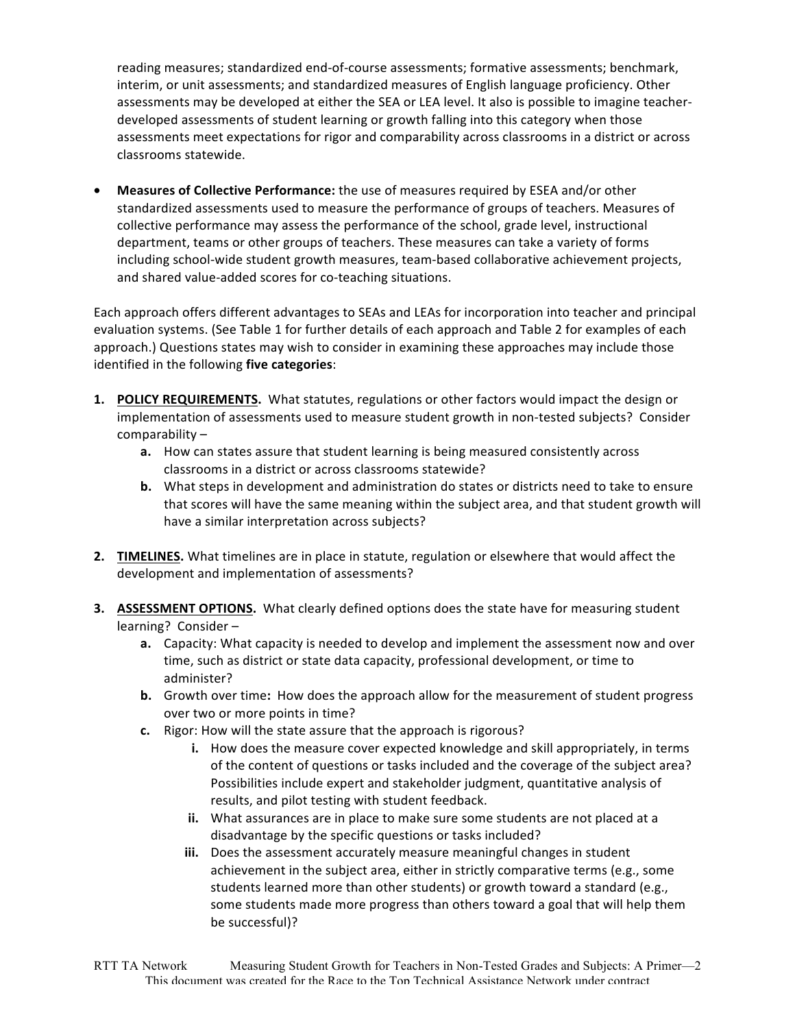reading measures; standardized end-of-course assessments; formative assessments; benchmark, interim, or unit assessments; and standardized measures of English language proficiency. Other assessments may be developed at either the SEA or LEA level. It also is possible to imagine teacher-developed assessments of student learning or growth falling into this category when those assessments meet expectations for rigor and comparability across classrooms in a district or across classrooms statewide.

- **Measures of Collective Performance:** the use of measures required by ESEA and/or other standardized assessments used to measure the performance of groups of teachers. Measures of collective performance may assess the performance of the school, grade level, instructional department, teams or other groups of teachers. These measures can take a variety of forms including school-wide student growth measures, team-based collaborative achievement projects, and shared value-added scores for co-teaching situations.

Each approach offers different advantages to SEAs and LEAs for incorporation into teacher and principal evaluation systems. (See Table 1 for further details of each approach and Table 2 for examples of each approach.) Questions states may wish to consider in examining these approaches may include those identified in the following **five categories**:

1. **POLICY REQUIREMENTS.** What statutes, regulations or other factors would impact the design or implementation of assessments used to measure student growth in non-tested subjects? Consider comparability –
   a. How can states assure that student learning is being measured consistently across classrooms in a district or across classrooms statewide?
   b. What steps in development and administration do states or districts need to take to ensure that scores will have the same meaning within the subject area, and that student growth will have a similar interpretation across subjects?

2. **TIMELINES.** What timelines are in place in statute, regulation or elsewhere that would affect the development and implementation of assessments?

3. **ASSESSMENT OPTIONS.** What clearly defined options does the state have for measuring student learning? Consider –
   a. Capacity: What capacity is needed to develop and implement the assessment now and over time, such as district or state data capacity, professional development, or time to administer?
   b. Growth over time**:** How does the approach allow for the measurement of student progress over two or more points in time?
   c. Rigor: How will the state assure that the approach is rigorous?
      i. How does the measure cover expected knowledge and skill appropriately, in terms of the content of questions or tasks included and the coverage of the subject area? Possibilities include expert and stakeholder judgment, quantitative analysis of results, and pilot testing with student feedback.
      ii. What assurances are in place to make sure some students are not placed at a disadvantage by the specific questions or tasks included?
      iii. Does the assessment accurately measure meaningful changes in student achievement in the subject area, either in strictly comparative terms (e.g., some students learned more than other students) or growth toward a standard (e.g., some students made more progress than others toward a goal that will help them be successful)?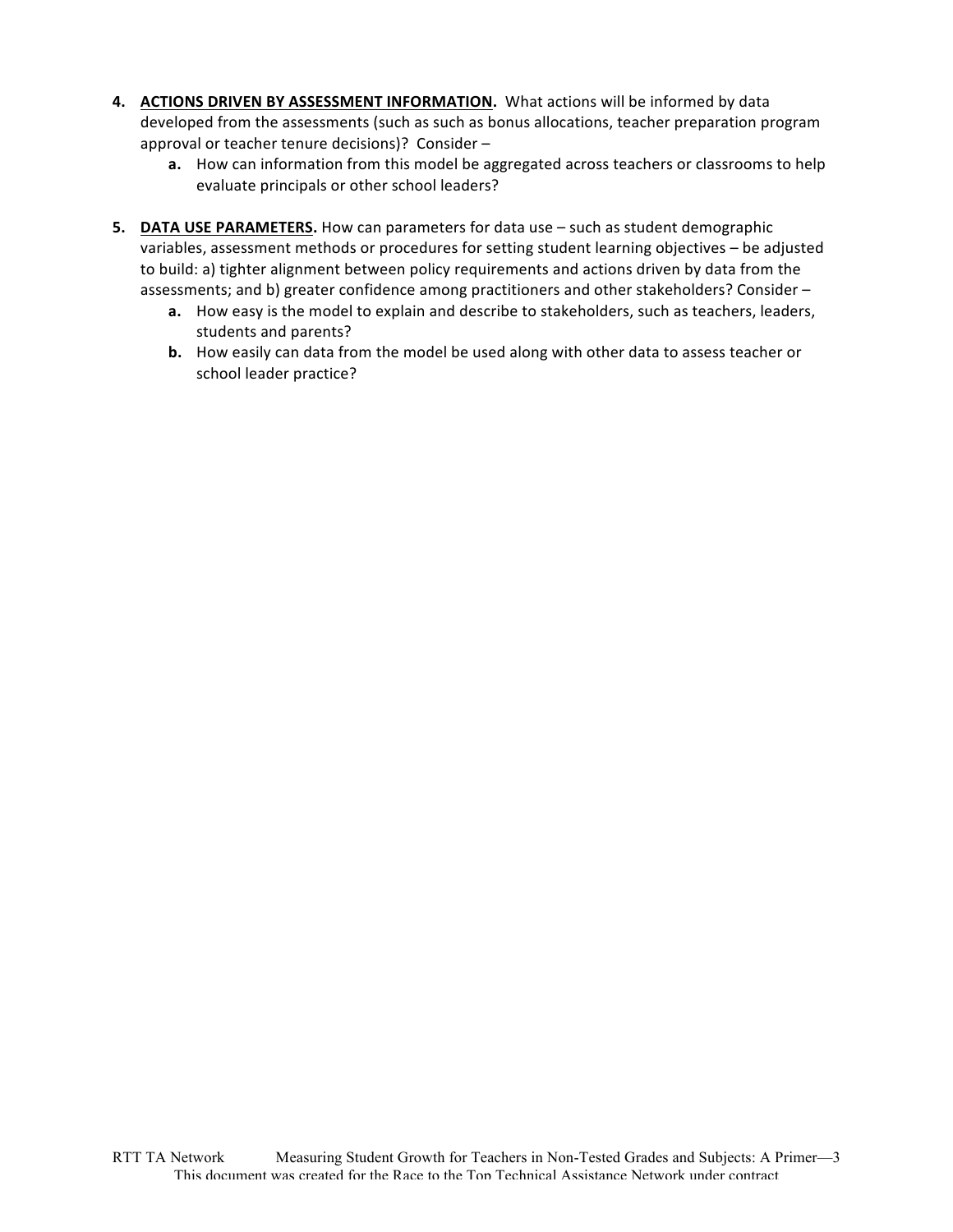4. **ACTIONS DRIVEN BY ASSESSMENT INFORMATION.** What actions will be informed by data developed from the assessments (such as such as bonus allocations, teacher preparation program approval or teacher tenure decisions)? Consider –
   - **a.** How can information from this model be aggregated across teachers or classrooms to help evaluate principals or other school leaders?

5. **DATA USE PARAMETERS.** How can parameters for data use – such as student demographic variables, assessment methods or procedures for setting student learning objectives – be adjusted to build: a) tighter alignment between policy requirements and actions driven by data from the assessments; and b) greater confidence among practitioners and other stakeholders? Consider –
   - **a.** How easy is the model to explain and describe to stakeholders, such as teachers, leaders, students and parents?
   - **b.** How easily can data from the model be used along with other data to assess teacher or school leader practice?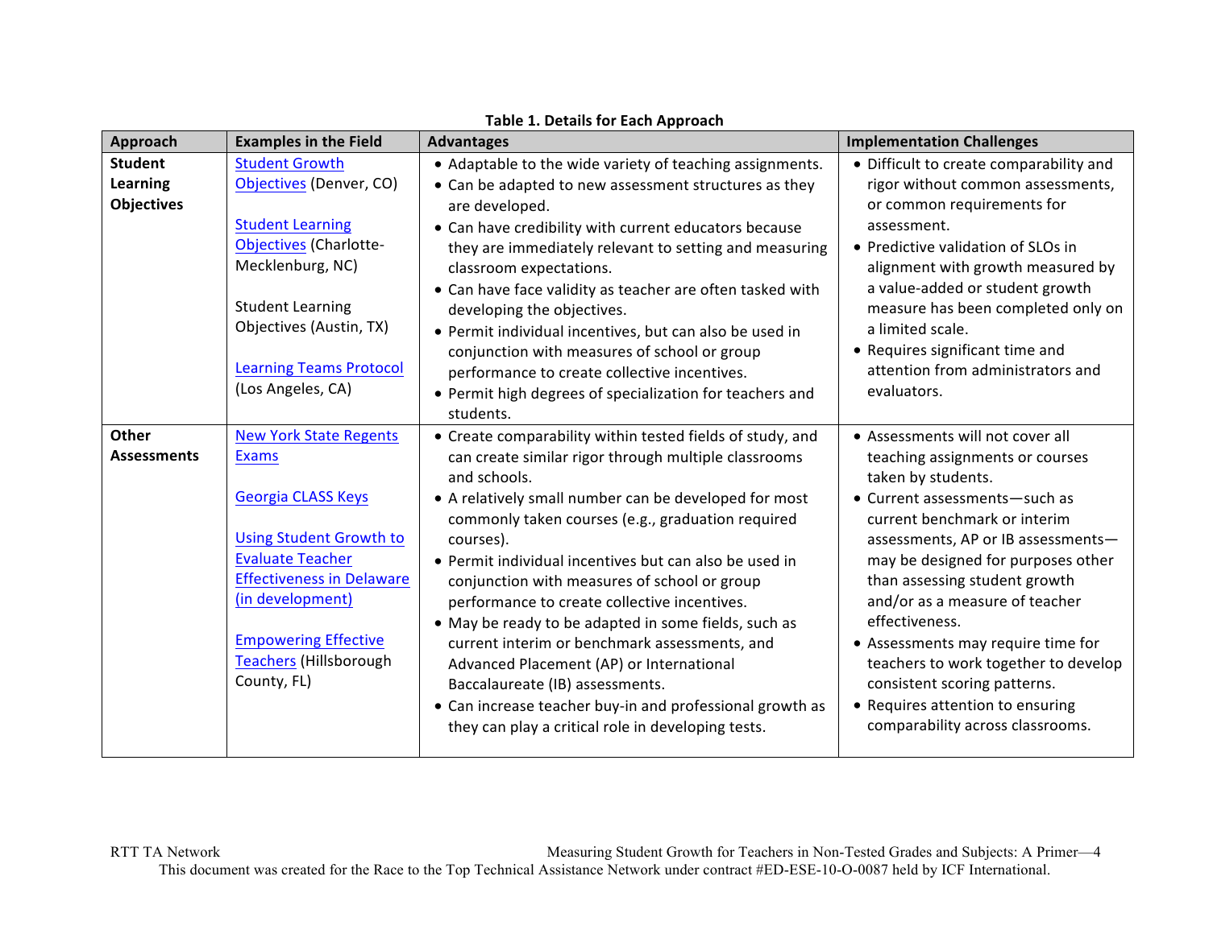**Table 1. Details for Each Approach**

| Approach | Examples in the Field | Advantages | Implementation Challenges |
|---|---|---|---|
| **Student Learning Objectives** | Student Growth Objectives (Denver, CO)<br><br>Student Learning Objectives (Charlotte-Mecklenburg, NC)<br><br>Student Learning Objectives (Austin, TX)<br><br>Learning Teams Protocol (Los Angeles, CA) | • Adaptable to the wide variety of teaching assignments.<br>• Can be adapted to new assessment structures as they are developed.<br>• Can have credibility with current educators because they are immediately relevant to setting and measuring classroom expectations.<br>• Can have face validity as teacher are often tasked with developing the objectives.<br>• Permit individual incentives, but can also be used in conjunction with measures of school or group performance to create collective incentives.<br>• Permit high degrees of specialization for teachers and students. | • Difficult to create comparability and rigor without common assessments, or common requirements for assessment.<br>• Predictive validation of SLOs in alignment with growth measured by a value-added or student growth measure has been completed only on a limited scale.<br>• Requires significant time and attention from administrators and evaluators. |
| **Other Assessments** | New York State Regents Exams<br><br>Georgia CLASS Keys<br><br>Using Student Growth to Evaluate Teacher Effectiveness in Delaware (in development)<br><br>Empowering Effective Teachers (Hillsborough County, FL) | • Create comparability within tested fields of study, and can create similar rigor through multiple classrooms and schools.<br>• A relatively small number can be developed for most commonly taken courses (e.g., graduation required courses).<br>• Permit individual incentives but can also be used in conjunction with measures of school or group performance to create collective incentives.<br>• May be ready to be adapted in some fields, such as current interim or benchmark assessments, and Advanced Placement (AP) or International Baccalaureate (IB) assessments.<br>• Can increase teacher buy-in and professional growth as they can play a critical role in developing tests. | • Assessments will not cover all teaching assignments or courses taken by students.<br>• Current assessments—such as current benchmark or interim assessments, AP or IB assessments—may be designed for purposes other than assessing student growth and/or as a measure of teacher effectiveness.<br>• Assessments may require time for teachers to work together to develop consistent scoring patterns.<br>• Requires attention to ensuring comparability across classrooms. |

This document was created for the Race to the Top Technical Assistance Network under contract #ED-ESE-10-O-0087 held by ICF International.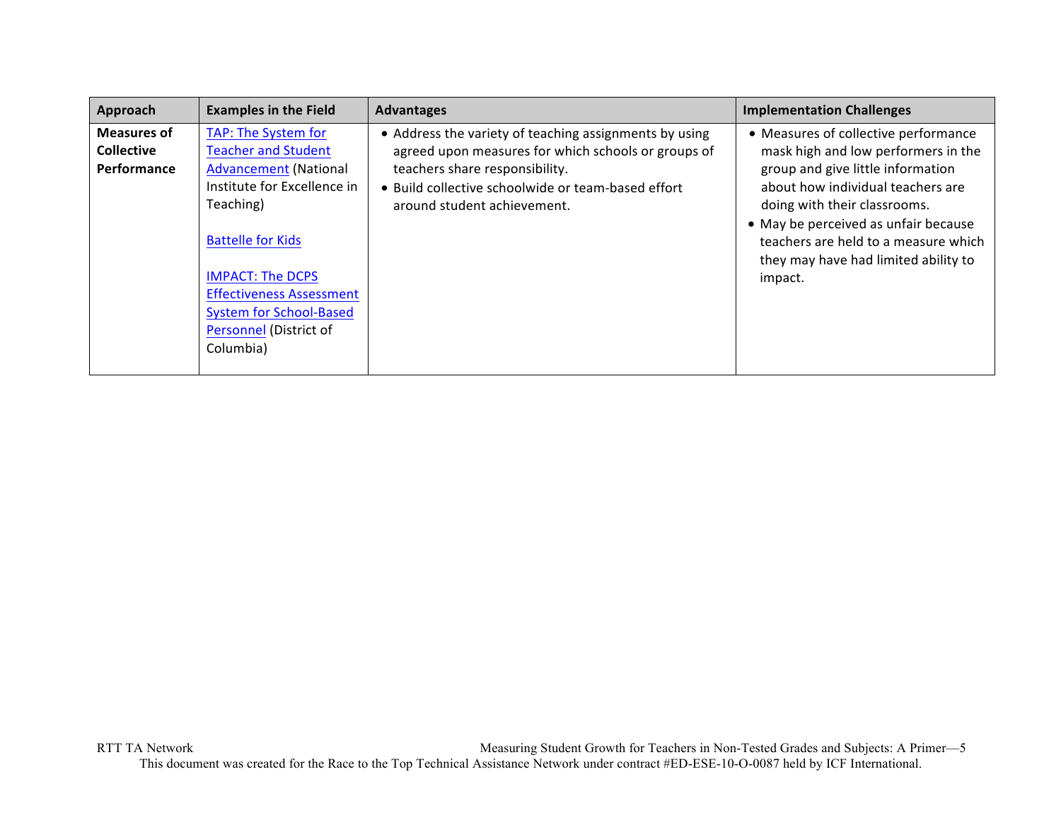| Approach | Examples in the Field | Advantages | Implementation Challenges |
| --- | --- | --- | --- |
| **Measures of Collective Performance** | TAP: The System for Teacher and Student Advancement (National Institute for Excellence in Teaching)<br><br>Battelle for Kids<br><br>IMPACT: The DCPS Effectiveness Assessment System for School-Based Personnel (District of Columbia) | • Address the variety of teaching assignments by using agreed upon measures for which schools or groups of teachers share responsibility.<br>• Build collective schoolwide or team-based effort around student achievement. | • Measures of collective performance mask high and low performers in the group and give little information about how individual teachers are doing with their classrooms.<br>• May be perceived as unfair because teachers are held to a measure which they may have had limited ability to impact. |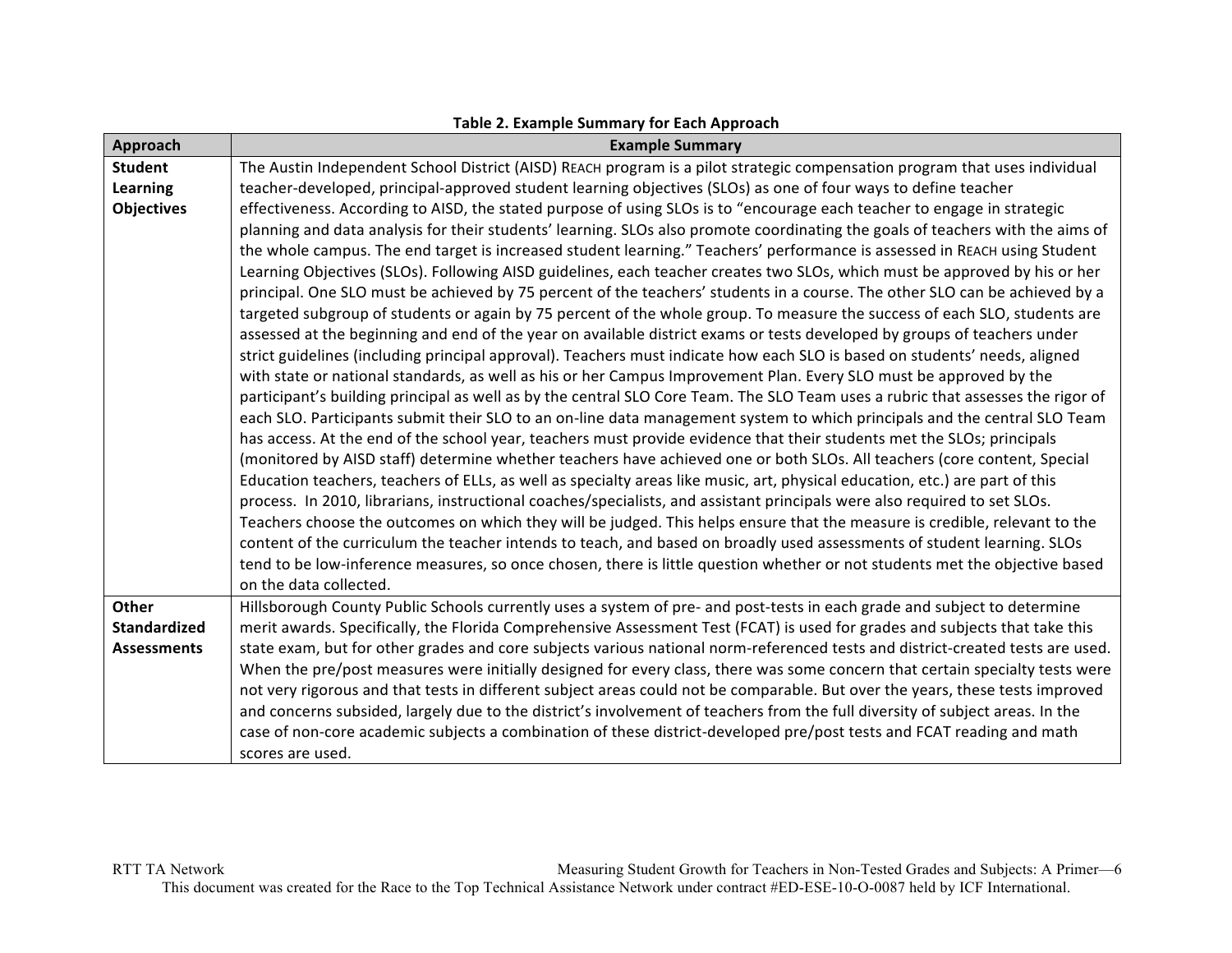**Table 2. Example Summary for Each Approach**

| Approach | Example Summary |
|---|---|
| **Student Learning Objectives** | The Austin Independent School District (AISD) REACH program is a pilot strategic compensation program that uses individual teacher-developed, principal-approved student learning objectives (SLOs) as one of four ways to define teacher effectiveness. According to AISD, the stated purpose of using SLOs is to "encourage each teacher to engage in strategic planning and data analysis for their students' learning. SLOs also promote coordinating the goals of teachers with the aims of the whole campus. The end target is increased student learning." Teachers' performance is assessed in REACH using Student Learning Objectives (SLOs). Following AISD guidelines, each teacher creates two SLOs, which must be approved by his or her principal. One SLO must be achieved by 75 percent of the teachers' students in a course. The other SLO can be achieved by a targeted subgroup of students or again by 75 percent of the whole group. To measure the success of each SLO, students are assessed at the beginning and end of the year on available district exams or tests developed by groups of teachers under strict guidelines (including principal approval). Teachers must indicate how each SLO is based on students' needs, aligned with state or national standards, as well as his or her Campus Improvement Plan. Every SLO must be approved by the participant's building principal as well as by the central SLO Core Team. The SLO Team uses a rubric that assesses the rigor of each SLO. Participants submit their SLO to an on-line data management system to which principals and the central SLO Team has access. At the end of the school year, teachers must provide evidence that their students met the SLOs; principals (monitored by AISD staff) determine whether teachers have achieved one or both SLOs. All teachers (core content, Special Education teachers, teachers of ELLs, as well as specialty areas like music, art, physical education, etc.) are part of this process. In 2010, librarians, instructional coaches/specialists, and assistant principals were also required to set SLOs. Teachers choose the outcomes on which they will be judged. This helps ensure that the measure is credible, relevant to the content of the curriculum the teacher intends to teach, and based on broadly used assessments of student learning. SLOs tend to be low-inference measures, so once chosen, there is little question whether or not students met the objective based on the data collected. |
| **Other Standardized Assessments** | Hillsborough County Public Schools currently uses a system of pre- and post-tests in each grade and subject to determine merit awards. Specifically, the Florida Comprehensive Assessment Test (FCAT) is used for grades and subjects that take this state exam, but for other grades and core subjects various national norm-referenced tests and district-created tests are used. When the pre/post measures were initially designed for every class, there was some concern that certain specialty tests were not very rigorous and that tests in different subject areas could not be comparable. But over the years, these tests improved and concerns subsided, largely due to the district's involvement of teachers from the full diversity of subject areas. In the case of non-core academic subjects a combination of these district-developed pre/post tests and FCAT reading and math scores are used. |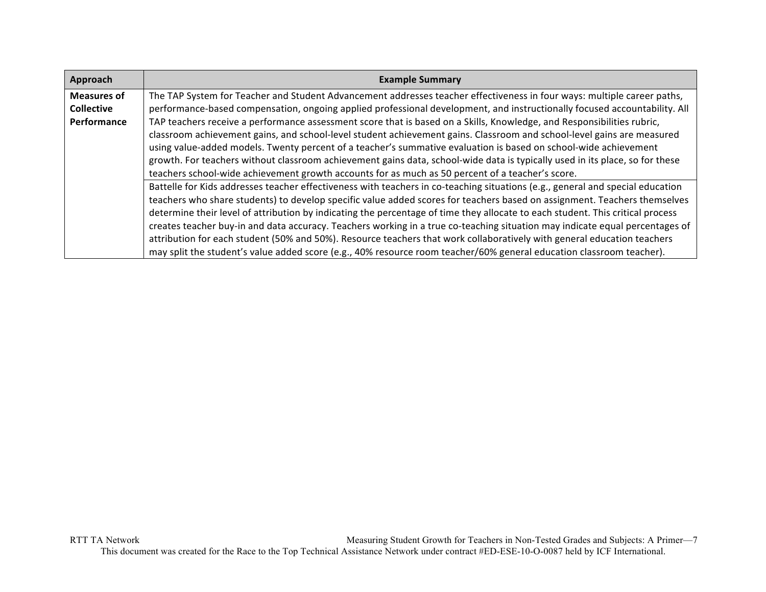| Approach | Example Summary |
|---|---|
| **Measures of Collective Performance** | The TAP System for Teacher and Student Advancement addresses teacher effectiveness in four ways: multiple career paths, performance-based compensation, ongoing applied professional development, and instructionally focused accountability. All TAP teachers receive a performance assessment score that is based on a Skills, Knowledge, and Responsibilities rubric, classroom achievement gains, and school-level student achievement gains. Classroom and school-level gains are measured using value-added models. Twenty percent of a teacher's summative evaluation is based on school-wide achievement growth. For teachers without classroom achievement gains data, school-wide data is typically used in its place, so for these teachers school-wide achievement growth accounts for as much as 50 percent of a teacher's score. |
| | Battelle for Kids addresses teacher effectiveness with teachers in co-teaching situations (e.g., general and special education teachers who share students) to develop specific value added scores for teachers based on assignment. Teachers themselves determine their level of attribution by indicating the percentage of time they allocate to each student. This critical process creates teacher buy-in and data accuracy. Teachers working in a true co-teaching situation may indicate equal percentages of attribution for each student (50% and 50%). Resource teachers that work collaboratively with general education teachers may split the student's value added score (e.g., 40% resource room teacher/60% general education classroom teacher). |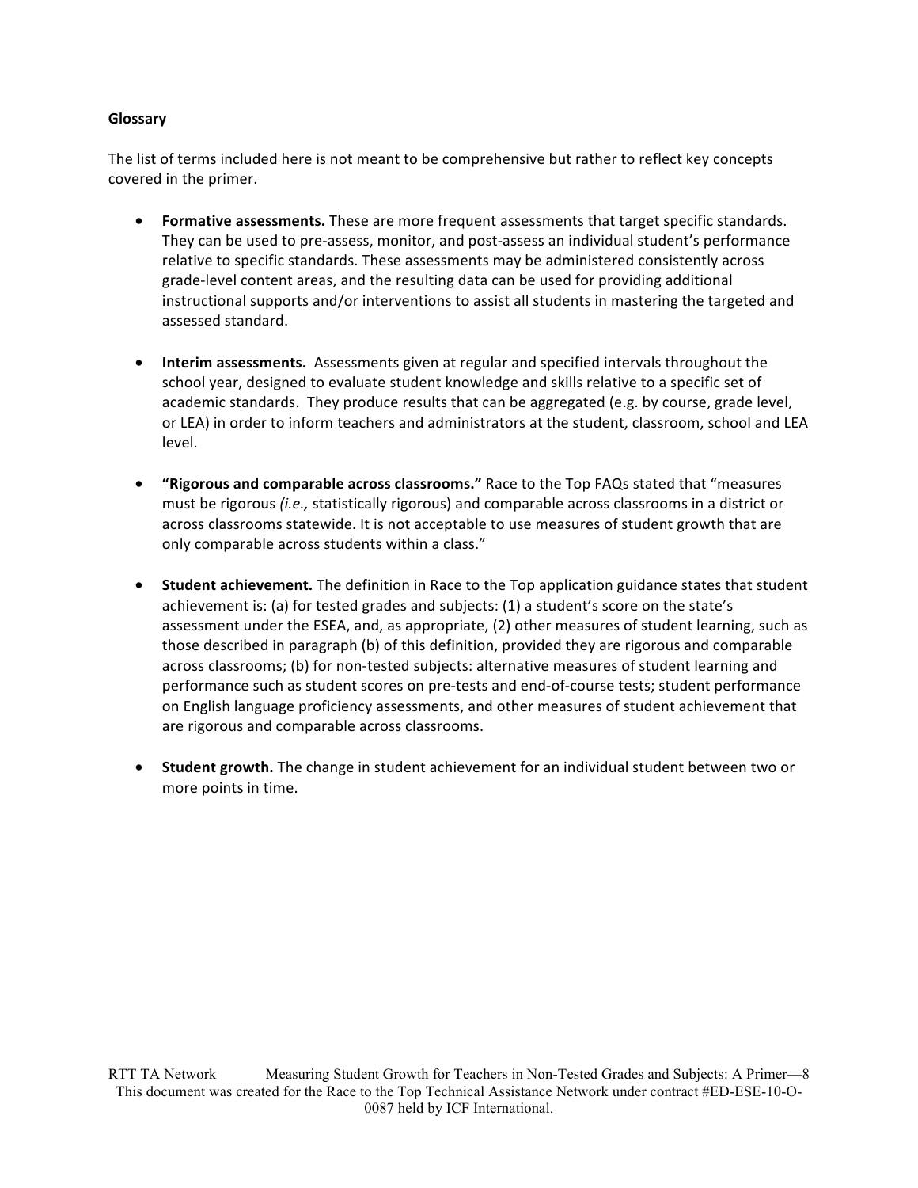## Glossary

The list of terms included here is not meant to be comprehensive but rather to reflect key concepts covered in the primer.

- **Formative assessments.** These are more frequent assessments that target specific standards. They can be used to pre-assess, monitor, and post-assess an individual student's performance relative to specific standards. These assessments may be administered consistently across grade-level content areas, and the resulting data can be used for providing additional instructional supports and/or interventions to assist all students in mastering the targeted and assessed standard.

- **Interim assessments.** Assessments given at regular and specified intervals throughout the school year, designed to evaluate student knowledge and skills relative to a specific set of academic standards. They produce results that can be aggregated (e.g. by course, grade level, or LEA) in order to inform teachers and administrators at the student, classroom, school and LEA level.

- **"Rigorous and comparable across classrooms."** Race to the Top FAQs stated that "measures must be rigorous *(i.e.,* statistically rigorous) and comparable across classrooms in a district or across classrooms statewide. It is not acceptable to use measures of student growth that are only comparable across students within a class."

- **Student achievement.** The definition in Race to the Top application guidance states that student achievement is: (a) for tested grades and subjects: (1) a student's score on the state's assessment under the ESEA, and, as appropriate, (2) other measures of student learning, such as those described in paragraph (b) of this definition, provided they are rigorous and comparable across classrooms; (b) for non-tested subjects: alternative measures of student learning and performance such as student scores on pre-tests and end-of-course tests; student performance on English language proficiency assessments, and other measures of student achievement that are rigorous and comparable across classrooms.

- **Student growth.** The change in student achievement for an individual student between two or more points in time.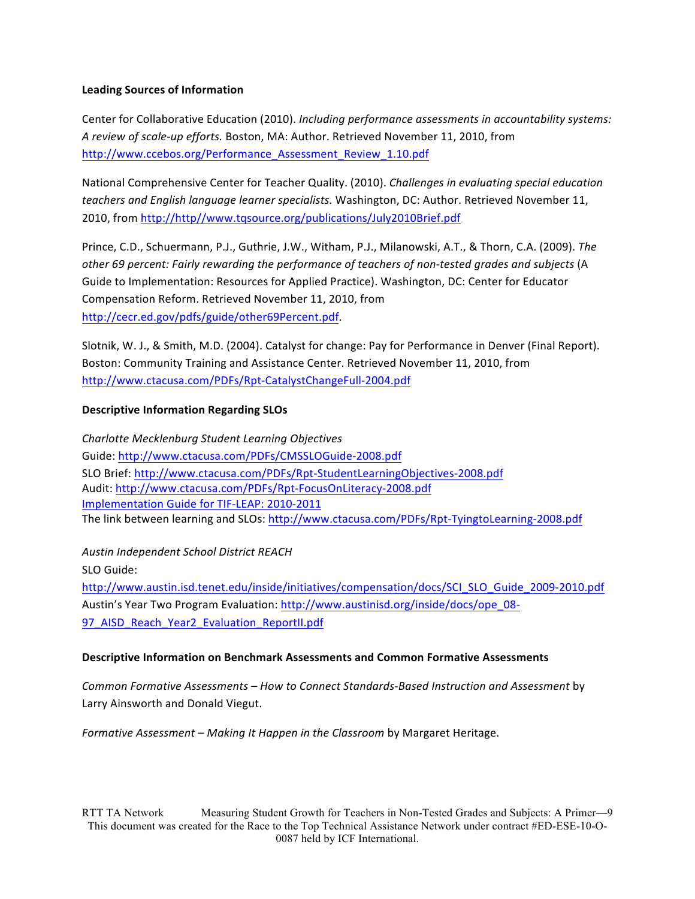**Leading Sources of Information**

Center for Collaborative Education (2010). *Including performance assessments in accountability systems: A review of scale-up efforts.* Boston, MA: Author. Retrieved November 11, 2010, from http://www.ccebos.org/Performance_Assessment_Review_1.10.pdf

National Comprehensive Center for Teacher Quality. (2010). *Challenges in evaluating special education teachers and English language learner specialists.* Washington, DC: Author. Retrieved November 11, 2010, from http://http//www.tqsource.org/publications/July2010Brief.pdf

Prince, C.D., Schuermann, P.J., Guthrie, J.W., Witham, P.J., Milanowski, A.T., & Thorn, C.A. (2009). *The other 69 percent: Fairly rewarding the performance of teachers of non-tested grades and subjects* (A Guide to Implementation: Resources for Applied Practice). Washington, DC: Center for Educator Compensation Reform. Retrieved November 11, 2010, from http://cecr.ed.gov/pdfs/guide/other69Percent.pdf.

Slotnik, W. J., & Smith, M.D. (2004). Catalyst for change: Pay for Performance in Denver (Final Report). Boston: Community Training and Assistance Center. Retrieved November 11, 2010, from http://www.ctacusa.com/PDFs/Rpt-CatalystChangeFull-2004.pdf

**Descriptive Information Regarding SLOs**

*Charlotte Mecklenburg Student Learning Objectives*
Guide: http://www.ctacusa.com/PDFs/CMSSLOGuide-2008.pdf
SLO Brief: http://www.ctacusa.com/PDFs/Rpt-StudentLearningObjectives-2008.pdf
Audit: http://www.ctacusa.com/PDFs/Rpt-FocusOnLiteracy-2008.pdf
Implementation Guide for TIF-LEAP: 2010-2011
The link between learning and SLOs: http://www.ctacusa.com/PDFs/Rpt-TyingtoLearning-2008.pdf

*Austin Independent School District REACH*
SLO Guide:
http://www.austin.isd.tenet.edu/inside/initiatives/compensation/docs/SCI_SLO_Guide_2009-2010.pdf
Austin's Year Two Program Evaluation: http://www.austinisd.org/inside/docs/ope_08-97_AISD_Reach_Year2_Evaluation_ReportII.pdf

**Descriptive Information on Benchmark Assessments and Common Formative Assessments**

*Common Formative Assessments – How to Connect Standards-Based Instruction and Assessment* by Larry Ainsworth and Donald Viegut.

*Formative Assessment – Making It Happen in the Classroom* by Margaret Heritage.

This document was created for the Race to the Top Technical Assistance Network under contract #ED-ESE-10-O-0087 held by ICF International.